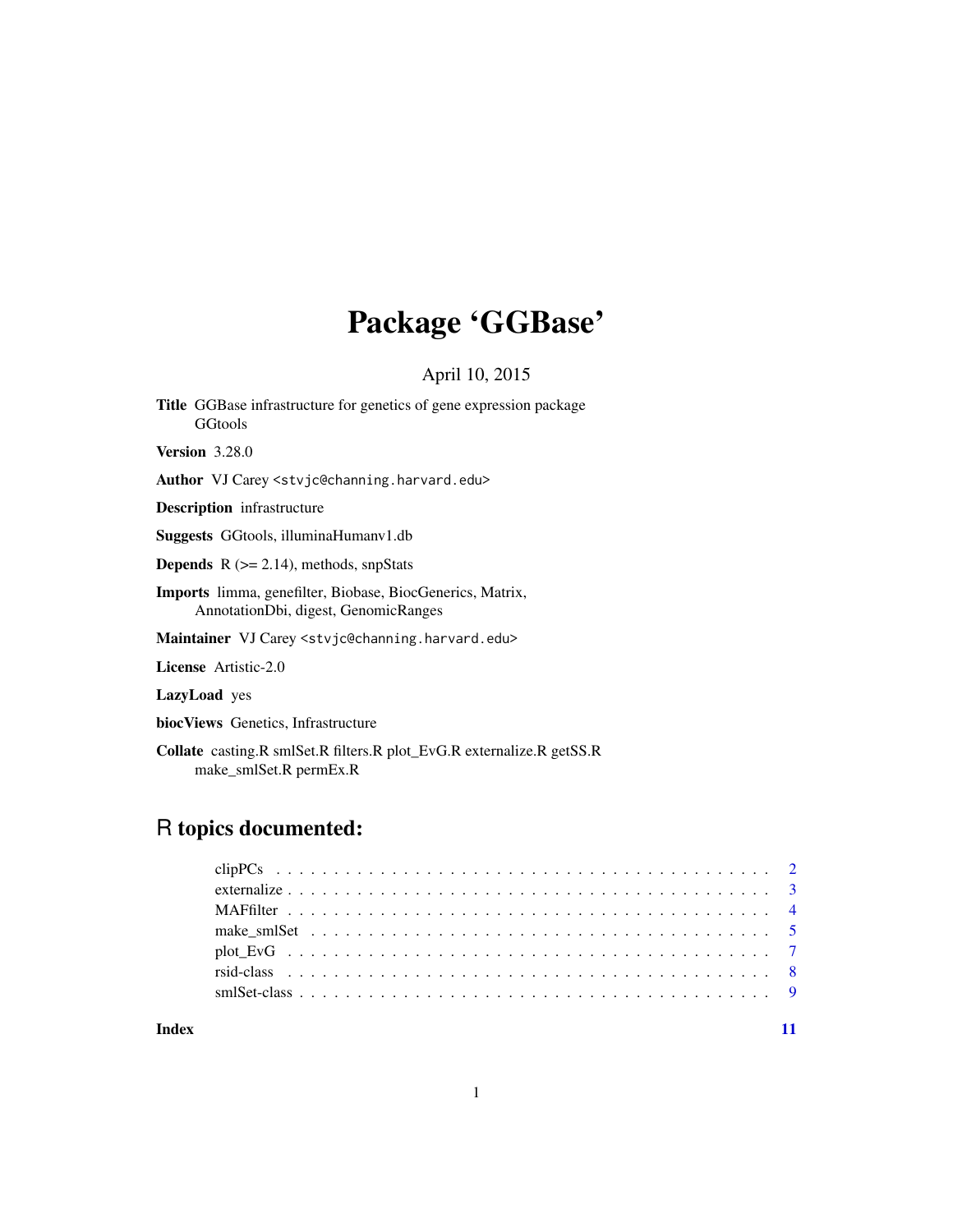# Package 'GGBase'

April 10, 2015

**Title** GGBase infrastructure for genetics of gene expression package GGtools

**Version** 3.28.0

**Author** VJ Carey <stvjc@channing.harvard.edu>

**Description** infrastructure

**Suggests** GGtools, illuminaHumanv1.db

**Depends** R (>= 2.14), methods, snpStats

**Imports** limma, genefilter, Biobase, BiocGenerics, Matrix, AnnotationDbi, digest, GenomicRanges

**Maintainer** VJ Carey <stvjc@channing.harvard.edu>

**License** Artistic-2.0

**LazyLoad** yes

**biocViews** Genetics, Infrastructure

**Collate** casting.R smlSet.R filters.R plot_EvG.R externalize.R getSS.R make_smlSet.R permEx.R

## R topics documented:

- clipPCs . . . . . . . . . . . . . . . . . . . . . . . . . . . . . . . . . . . . . . . . . 2
- externalize . . . . . . . . . . . . . . . . . . . . . . . . . . . . . . . . . . . . . . . 3
- MAFfilter . . . . . . . . . . . . . . . . . . . . . . . . . . . . . . . . . . . . . . . . 4
- make_smlSet . . . . . . . . . . . . . . . . . . . . . . . . . . . . . . . . . . . . . . 5
- plot_EvG . . . . . . . . . . . . . . . . . . . . . . . . . . . . . . . . . . . . . . . . 7
- rsid-class . . . . . . . . . . . . . . . . . . . . . . . . . . . . . . . . . . . . . . . . 8
- smlSet-class . . . . . . . . . . . . . . . . . . . . . . . . . . . . . . . . . . . . . . 9

**Index** 11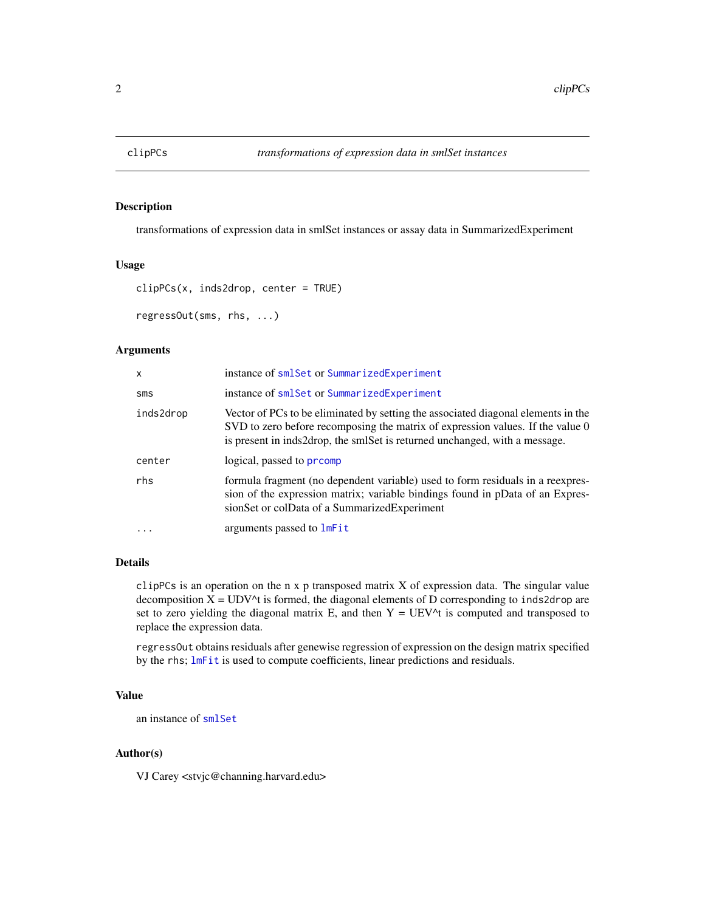# clipPCs — *transformations of expression data in smlSet instances*

## Description

transformations of expression data in smlSet instances or assay data in SummarizedExperiment

## Usage

```
clipPCs(x, inds2drop, center = TRUE)

regressOut(sms, rhs, ...)
```

## Arguments

| | |
|---|---|
| `x` | instance of `smlSet` or `SummarizedExperiment` |
| `sms` | instance of `smlSet` or `SummarizedExperiment` |
| `inds2drop` | Vector of PCs to be eliminated by setting the associated diagonal elements in the SVD to zero before recomposing the matrix of expression values. If the value 0 is present in inds2drop, the smlSet is returned unchanged, with a message. |
| `center` | logical, passed to `prcomp` |
| `rhs` | formula fragment (no dependent variable) used to form residuals in a reexpression of the expression matrix; variable bindings found in pData of an ExpressionSet or colData of a SummarizedExperiment |
| `...` | arguments passed to `lmFit` |

## Details

`clipPCs` is an operation on the n x p transposed matrix X of expression data. The singular value decomposition X = UDV^t is formed, the diagonal elements of D corresponding to `inds2drop` are set to zero yielding the diagonal matrix E, and then Y = UEV^t is computed and transposed to replace the expression data.

`regressOut` obtains residuals after genewise regression of expression on the design matrix specified by the `rhs`; `lmFit` is used to compute coefficients, linear predictions and residuals.

## Value

an instance of `smlSet`

## Author(s)

VJ Carey <stvjc@channing.harvard.edu>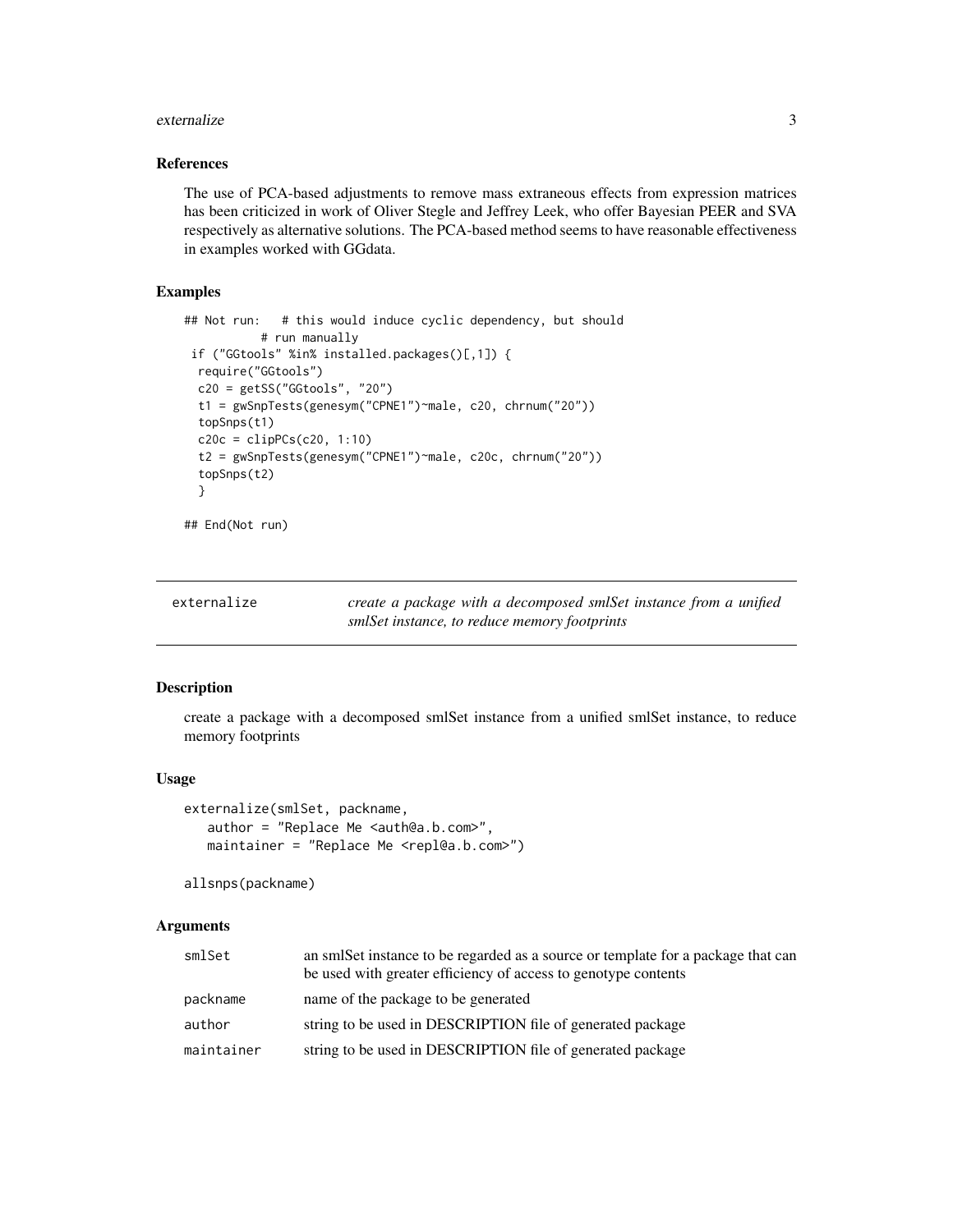### References

The use of PCA-based adjustments to remove mass extraneous effects from expression matrices has been criticized in work of Oliver Stegle and Jeffrey Leek, who offer Bayesian PEER and SVA respectively as alternative solutions. The PCA-based method seems to have reasonable effectiveness in examples worked with GGdata.

### Examples

```
## Not run:   # this would induce cyclic dependency, but should
          # run manually
 if ("GGtools" %in% installed.packages()[,1]) {
  require("GGtools")
  c20 = getSS("GGtools", "20")
  t1 = gwSnpTests(genesym("CPNE1")~male, c20, chrnum("20"))
  topSnps(t1)
  c20c = clipPCs(c20, 1:10)
  t2 = gwSnpTests(genesym("CPNE1")~male, c20c, chrnum("20"))
  topSnps(t2)
  }

## End(Not run)
```

---

## externalize — *create a package with a decomposed smlSet instance from a unified smlSet instance, to reduce memory footprints*

### Description

create a package with a decomposed smlSet instance from a unified smlSet instance, to reduce memory footprints

### Usage

```
externalize(smlSet, packname,
   author = "Replace Me <auth@a.b.com>",
   maintainer = "Replace Me <repl@a.b.com>")

allsnps(packname)
```

### Arguments

| | |
|---|---|
| smlSet | an smlSet instance to be regarded as a source or template for a package that can be used with greater efficiency of access to genotype contents |
| packname | name of the package to be generated |
| author | string to be used in DESCRIPTION file of generated package |
| maintainer | string to be used in DESCRIPTION file of generated package |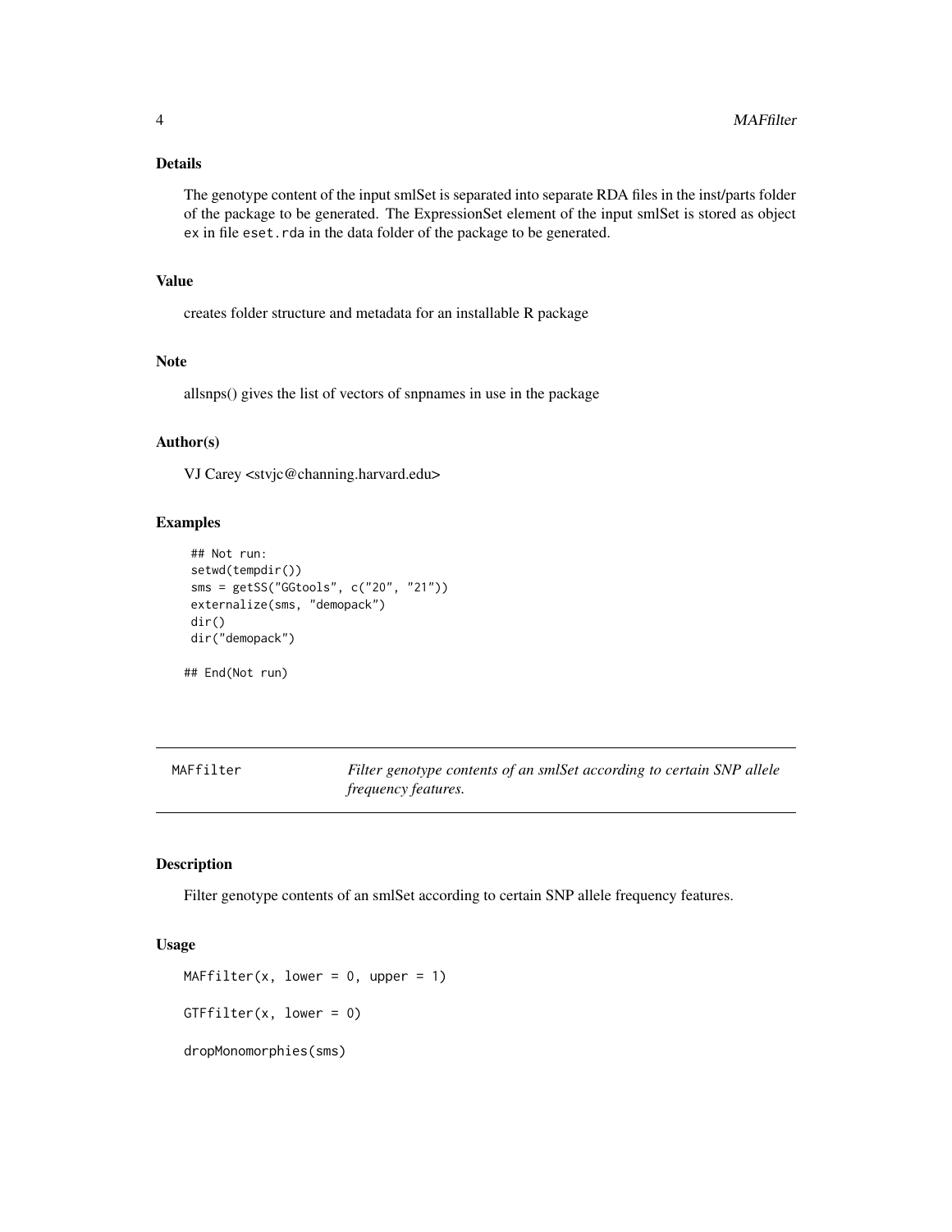### Details

The genotype content of the input smlSet is separated into separate RDA files in the inst/parts folder of the package to be generated. The ExpressionSet element of the input smlSet is stored as object `ex` in file `eset.rda` in the data folder of the package to be generated.

### Value

creates folder structure and metadata for an installable R package

### Note

allsnps() gives the list of vectors of snpnames in use in the package

### Author(s)

VJ Carey <stvjc@channing.harvard.edu>

### Examples

```
 ## Not run: 
 setwd(tempdir())
 sms = getSS("GGtools", c("20", "21"))
 externalize(sms, "demopack")
 dir()
 dir("demopack")

## End(Not run)
```

---

## MAFfilter — *Filter genotype contents of an smlSet according to certain SNP allele frequency features.*

---

### Description

Filter genotype contents of an smlSet according to certain SNP allele frequency features.

### Usage

```
MAFfilter(x, lower = 0, upper = 1)

GTFfilter(x, lower = 0)

dropMonomorphies(sms)
```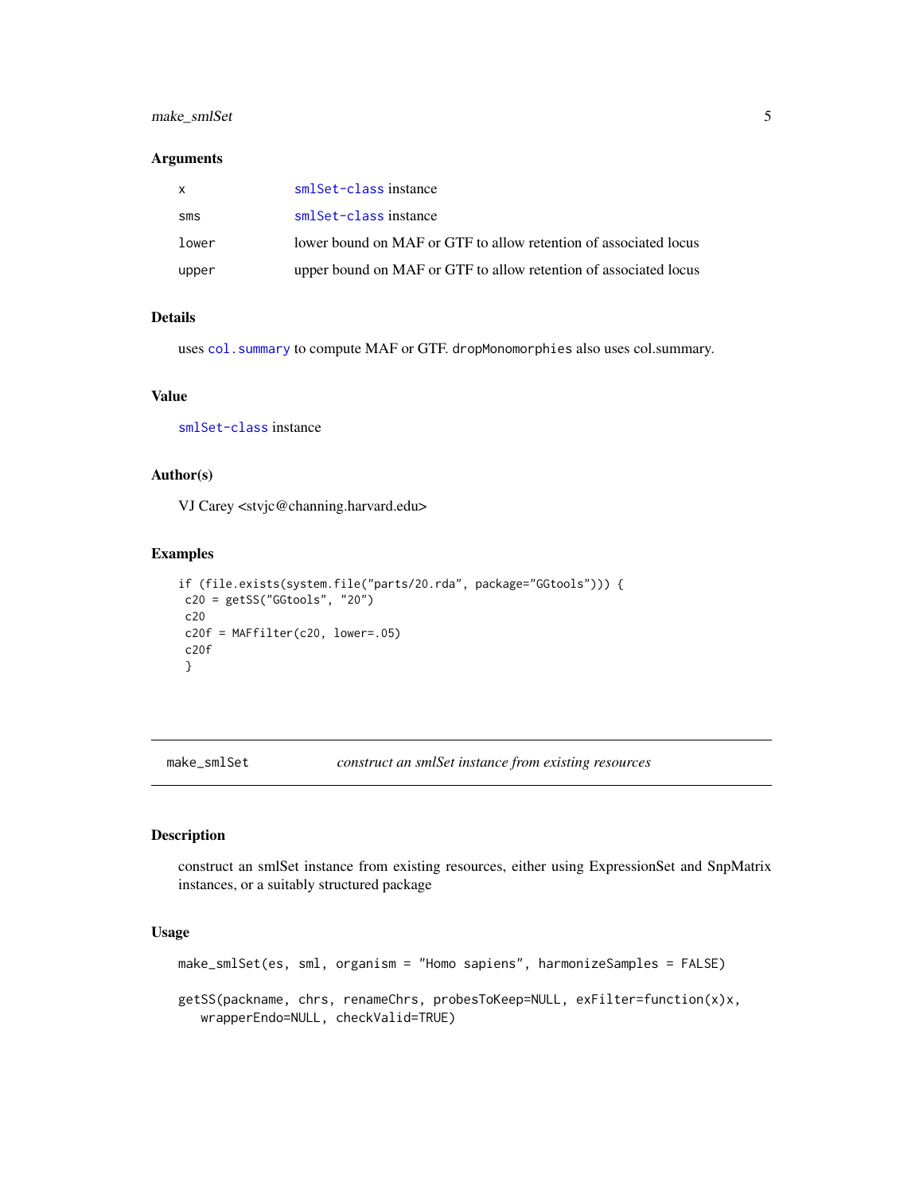### Arguments

| | |
|---|---|
| x | smlSet-class instance |
| sms | smlSet-class instance |
| lower | lower bound on MAF or GTF to allow retention of associated locus |
| upper | upper bound on MAF or GTF to allow retention of associated locus |

### Details

uses col.summary to compute MAF or GTF. `dropMonomorphies` also uses col.summary.

### Value

smlSet-class instance

### Author(s)

VJ Carey <stvjc@channing.harvard.edu>

### Examples

```
if (file.exists(system.file("parts/20.rda", package="GGtools"))) {
 c20 = getSS("GGtools", "20")
 c20
 c20f = MAFfilter(c20, lower=.05)
 c20f
 }
```

---

## make_smlSet    *construct an smlSet instance from existing resources*

---

### Description

construct an smlSet instance from existing resources, either using ExpressionSet and SnpMatrix instances, or a suitably structured package

### Usage

```
make_smlSet(es, sml, organism = "Homo sapiens", harmonizeSamples = FALSE)

getSS(packname, chrs, renameChrs, probesToKeep=NULL, exFilter=function(x)x,
   wrapperEndo=NULL, checkValid=TRUE)
```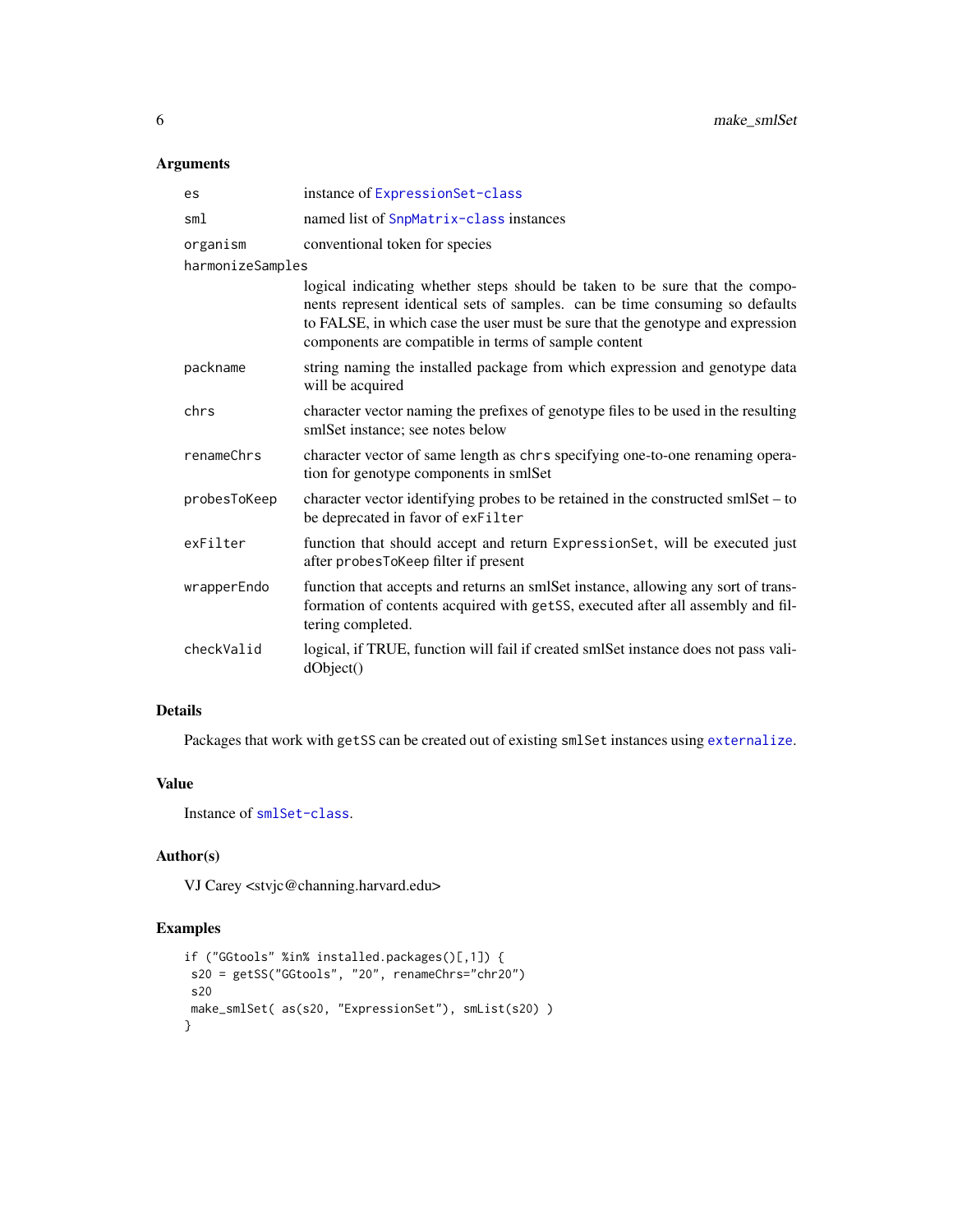## Arguments

| Argument | Description |
|---|---|
| `es` | instance of `ExpressionSet-class` |
| `sml` | named list of `SnpMatrix-class` instances |
| `organism` | conventional token for species |
| `harmonizeSamples` | logical indicating whether steps should be taken to be sure that the components represent identical sets of samples. can be time consuming so defaults to FALSE, in which case the user must be sure that the genotype and expression components are compatible in terms of sample content |
| `packname` | string naming the installed package from which expression and genotype data will be acquired |
| `chrs` | character vector naming the prefixes of genotype files to be used in the resulting smlSet instance; see notes below |
| `renameChrs` | character vector of same length as `chrs` specifying one-to-one renaming operation for genotype components in smlSet |
| `probesToKeep` | character vector identifying probes to be retained in the constructed smlSet – to be deprecated in favor of `exFilter` |
| `exFilter` | function that should accept and return `ExpressionSet`, will be executed just after `probesToKeep` filter if present |
| `wrapperEndo` | function that accepts and returns an smlSet instance, allowing any sort of transformation of contents acquired with `getSS`, executed after all assembly and filtering completed. |
| `checkValid` | logical, if TRUE, function will fail if created smlSet instance does not pass validObject() |

## Details

Packages that work with `getSS` can be created out of existing `smlSet` instances using `externalize`.

## Value

Instance of `smlSet-class`.

## Author(s)

VJ Carey <stvjc@channing.harvard.edu>

## Examples

```
if ("GGtools" %in% installed.packages()[,1]) {
 s20 = getSS("GGtools", "20", renameChrs="chr20")
 s20
 make_smlSet( as(s20, "ExpressionSet"), smList(s20) )
}
```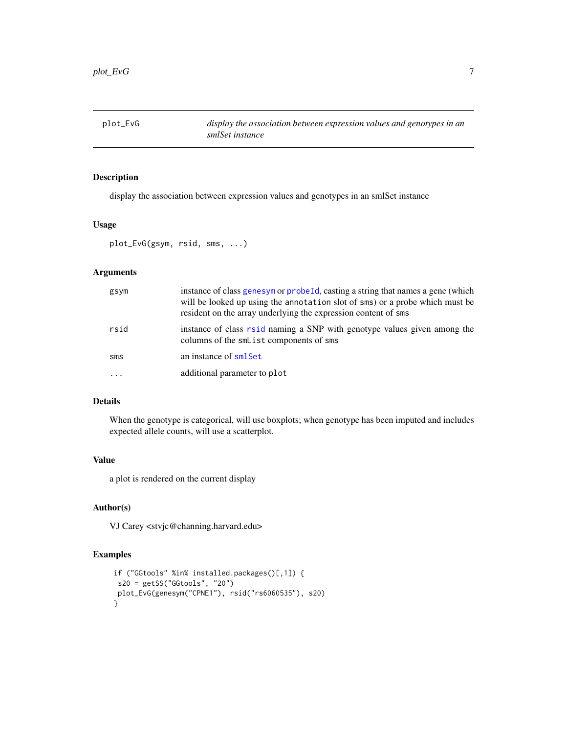## plot_EvG

*display the association between expression values and genotypes in an smlSet instance*

### Description

display the association between expression values and genotypes in an smlSet instance

### Usage

```
plot_EvG(gsym, rsid, sms, ...)
```

### Arguments

| | |
|---|---|
| `gsym` | instance of class `genesym` or `probeId`, casting a string that names a gene (which will be looked up using the `annotation` slot of `sms`) or a probe which must be resident on the array underlying the expression content of `sms` |
| `rsid` | instance of class `rsid` naming a SNP with genotype values given among the columns of the `smList` components of `sms` |
| `sms` | an instance of `smlSet` |
| `...` | additional parameter to `plot` |

### Details

When the genotype is categorical, will use boxplots; when genotype has been imputed and includes expected allele counts, will use a scatterplot.

### Value

a plot is rendered on the current display

### Author(s)

VJ Carey <stvjc@channing.harvard.edu>

### Examples

```
if ("GGtools" %in% installed.packages()[,1]) {
 s20 = getSS("GGtools", "20")
 plot_EvG(genesym("CPNE1"), rsid("rs6060535"), s20)
}
```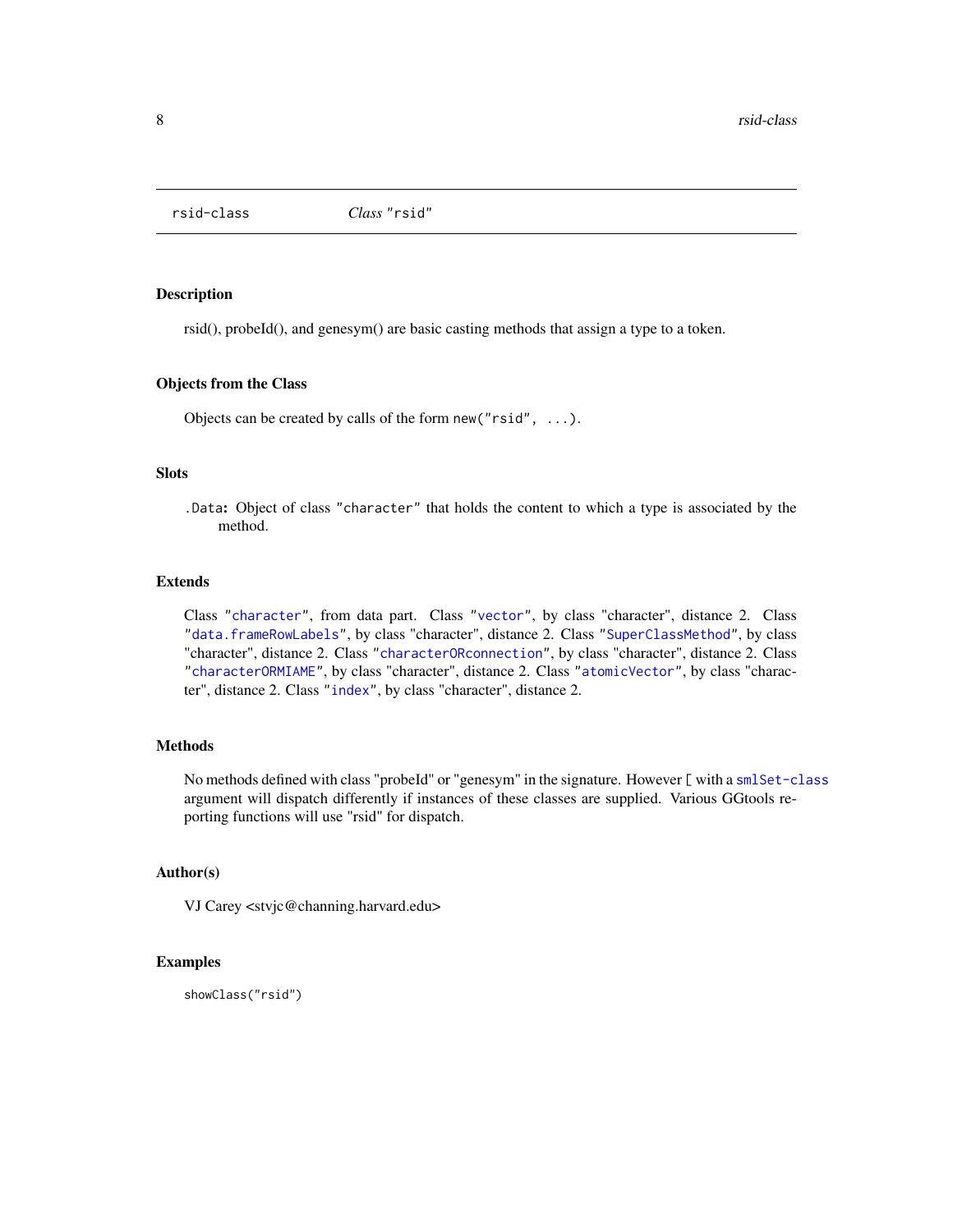rsid-class    *Class* "rsid"

## Description

rsid(), probeId(), and genesym() are basic casting methods that assign a type to a token.

## Objects from the Class

Objects can be created by calls of the form `new("rsid", ...)`.

## Slots

`.Data`: Object of class `"character"` that holds the content to which a type is associated by the method.

## Extends

Class "`character`", from data part. Class "`vector`", by class "character", distance 2. Class "`data.frameRowLabels`", by class "character", distance 2. Class "`SuperClassMethod`", by class "character", distance 2. Class "`characterORconnection`", by class "character", distance 2. Class "`characterORMIAME`", by class "character", distance 2. Class "`atomicVector`", by class "character", distance 2. Class "`index`", by class "character", distance 2.

## Methods

No methods defined with class "probeId" or "genesym" in the signature. However `[` with a `smlSet-class` argument will dispatch differently if instances of these classes are supplied. Various GGtools reporting functions will use "rsid" for dispatch.

## Author(s)

VJ Carey <stvjc@channing.harvard.edu>

## Examples

```
showClass("rsid")
```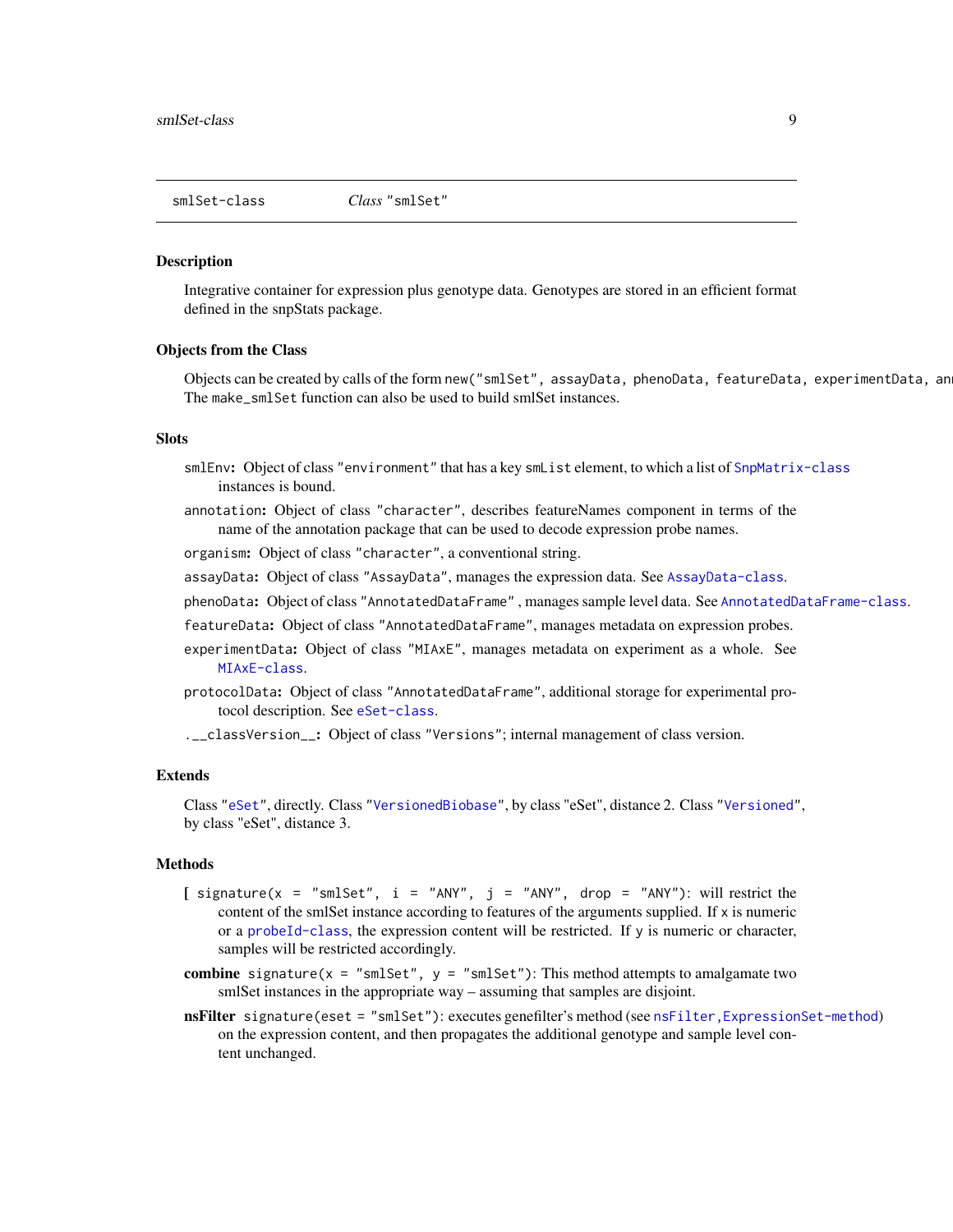smlSet-class    *Class* "smlSet"

### Description

Integrative container for expression plus genotype data. Genotypes are stored in an efficient format defined in the snpStats package.

### Objects from the Class

Objects can be created by calls of the form `new("smlSet", assayData, phenoData, featureData, experimentData, ann`
The `make_smlSet` function can also be used to build smlSet instances.

### Slots

`smlEnv`**:** Object of class `"environment"` that has a key `smList` element, to which a list of `SnpMatrix-class` instances is bound.

`annotation`**:** Object of class `"character"`, describes featureNames component in terms of the name of the annotation package that can be used to decode expression probe names.

`organism`**:** Object of class `"character"`, a conventional string.

`assayData`**:** Object of class `"AssayData"`, manages the expression data. See `AssayData-class`.

`phenoData`**:** Object of class `"AnnotatedDataFrame"` , manages sample level data. See `AnnotatedDataFrame-class`.

`featureData`**:** Object of class `"AnnotatedDataFrame"`, manages metadata on expression probes.

`experimentData`**:** Object of class `"MIAxE"`, manages metadata on experiment as a whole. See `MIAxE-class`.

`protocolData`**:** Object of class `"AnnotatedDataFrame"`, additional storage for experimental protocol description. See `eSet-class`.

`.__classVersion__`**:** Object of class `"Versions"`; internal management of class version.

### Extends

Class `"eSet"`, directly. Class `"VersionedBiobase"`, by class "eSet", distance 2. Class `"Versioned"`, by class "eSet", distance 3.

### Methods

**[** `signature(x = "smlSet", i = "ANY", j = "ANY", drop = "ANY")`: will restrict the content of the smlSet instance according to features of the arguments supplied. If `x` is numeric or a `probeId-class`, the expression content will be restricted. If `y` is numeric or character, samples will be restricted accordingly.

**combine** `signature(x = "smlSet", y = "smlSet")`: This method attempts to amalgamate two smlSet instances in the appropriate way – assuming that samples are disjoint.

**nsFilter** `signature(eset = "smlSet")`: executes genefilter's method (see `nsFilter,ExpressionSet-method`) on the expression content, and then propagates the additional genotype and sample level content unchanged.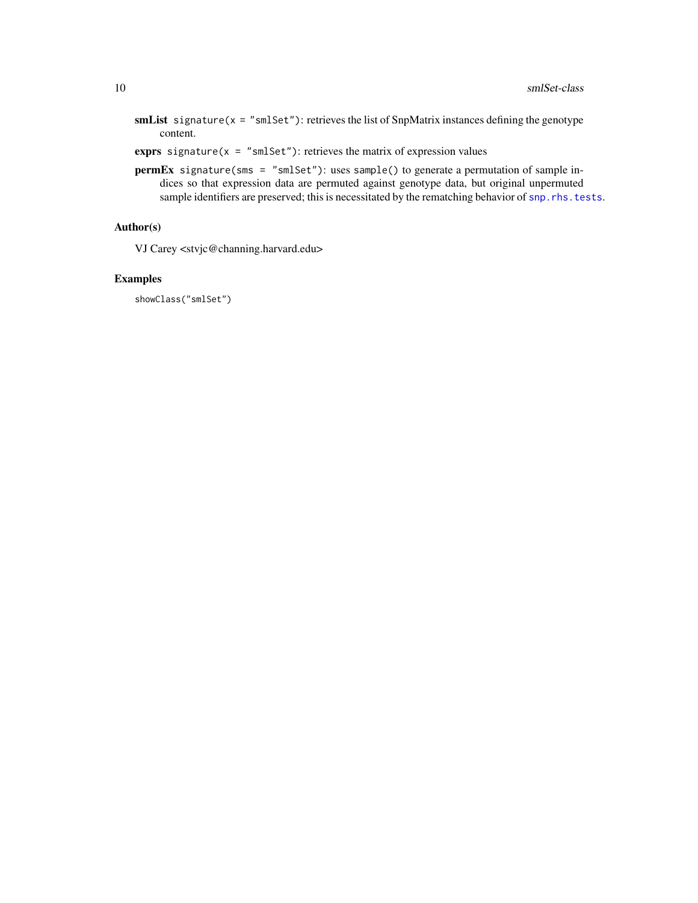**smList** `signature(x = "smlSet")`: retrieves the list of SnpMatrix instances defining the genotype content.

**exprs** `signature(x = "smlSet")`: retrieves the matrix of expression values

**permEx** `signature(sms = "smlSet")`: uses `sample()` to generate a permutation of sample indices so that expression data are permuted against genotype data, but original unpermuted sample identifiers are preserved; this is necessitated by the rematching behavior of `snp.rhs.tests`.

## Author(s)

VJ Carey <stvjc@channing.harvard.edu>

## Examples

```
showClass("smlSet")
```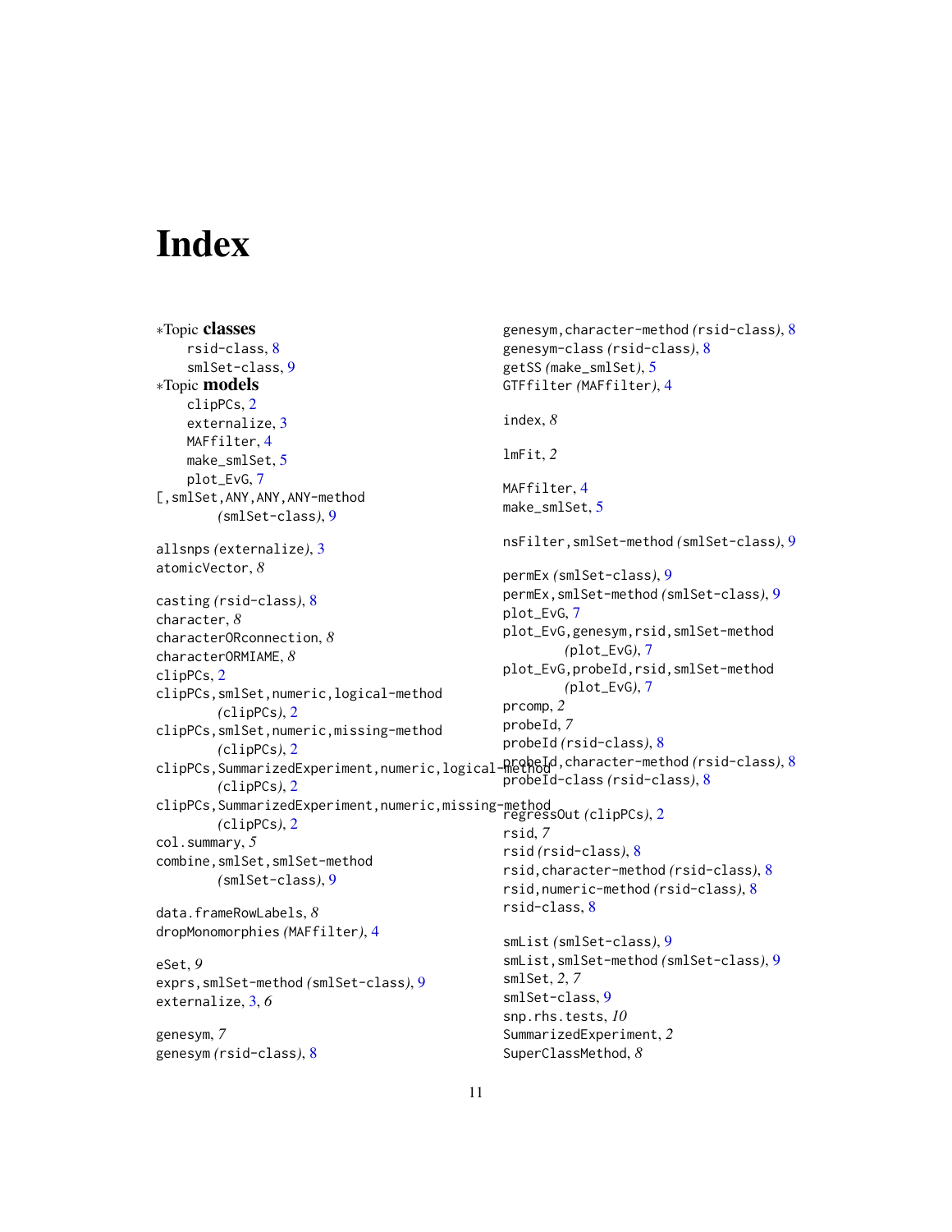# Index

∗Topic **classes**
- rsid-class, 8
- smlSet-class, 9

∗Topic **models**
- clipPCs, 2
- externalize, 3
- MAFfilter, 4
- make_smlSet, 5
- plot_EvG, 7

[,smlSet,ANY,ANY,ANY-method *(smlSet-class)*, 9

allsnps *(externalize)*, 3
atomicVector, *8*

casting *(rsid-class)*, 8
character, *8*
characterORconnection, *8*
characterORMIAME, *8*
clipPCs, 2
clipPCs,smlSet,numeric,logical-method *(clipPCs)*, 2
clipPCs,smlSet,numeric,missing-method *(clipPCs)*, 2
clipPCs,SummarizedExperiment,numeric,logical-method *(clipPCs)*, 2
clipPCs,SummarizedExperiment,numeric,missing-method *(clipPCs)*, 2
col.summary, *5*
combine,smlSet,smlSet-method *(smlSet-class)*, 9

data.frameRowLabels, *8*
dropMonomorphies *(MAFfilter)*, 4

eSet, *9*
exprs,smlSet-method *(smlSet-class)*, 9
externalize, 3, *6*

genesym, *7*
genesym *(rsid-class)*, 8
genesym,character-method *(rsid-class)*, 8
genesym-class *(rsid-class)*, 8
getSS *(make_smlSet)*, 5
GTFfilter *(MAFfilter)*, 4

index, *8*

lmFit, *2*

MAFfilter, 4
make_smlSet, 5

nsFilter,smlSet-method *(smlSet-class)*, 9

permEx *(smlSet-class)*, 9
permEx,smlSet-method *(smlSet-class)*, 9
plot_EvG, 7
plot_EvG,genesym,rsid,smlSet-method *(plot_EvG)*, 7
plot_EvG,probeId,rsid,smlSet-method *(plot_EvG)*, 7
prcomp, *2*
probeId, *7*
probeId *(rsid-class)*, 8
probeId,character-method *(rsid-class)*, 8
probeId-class *(rsid-class)*, 8

regressOut *(clipPCs)*, 2
rsid, *7*
rsid *(rsid-class)*, 8
rsid,character-method *(rsid-class)*, 8
rsid,numeric-method *(rsid-class)*, 8
rsid-class, 8

smList *(smlSet-class)*, 9
smList,smlSet-method *(smlSet-class)*, 9
smlSet, *2*, *7*
smlSet-class, 9
snp.rhs.tests, *10*
SummarizedExperiment, *2*
SuperClassMethod, *8*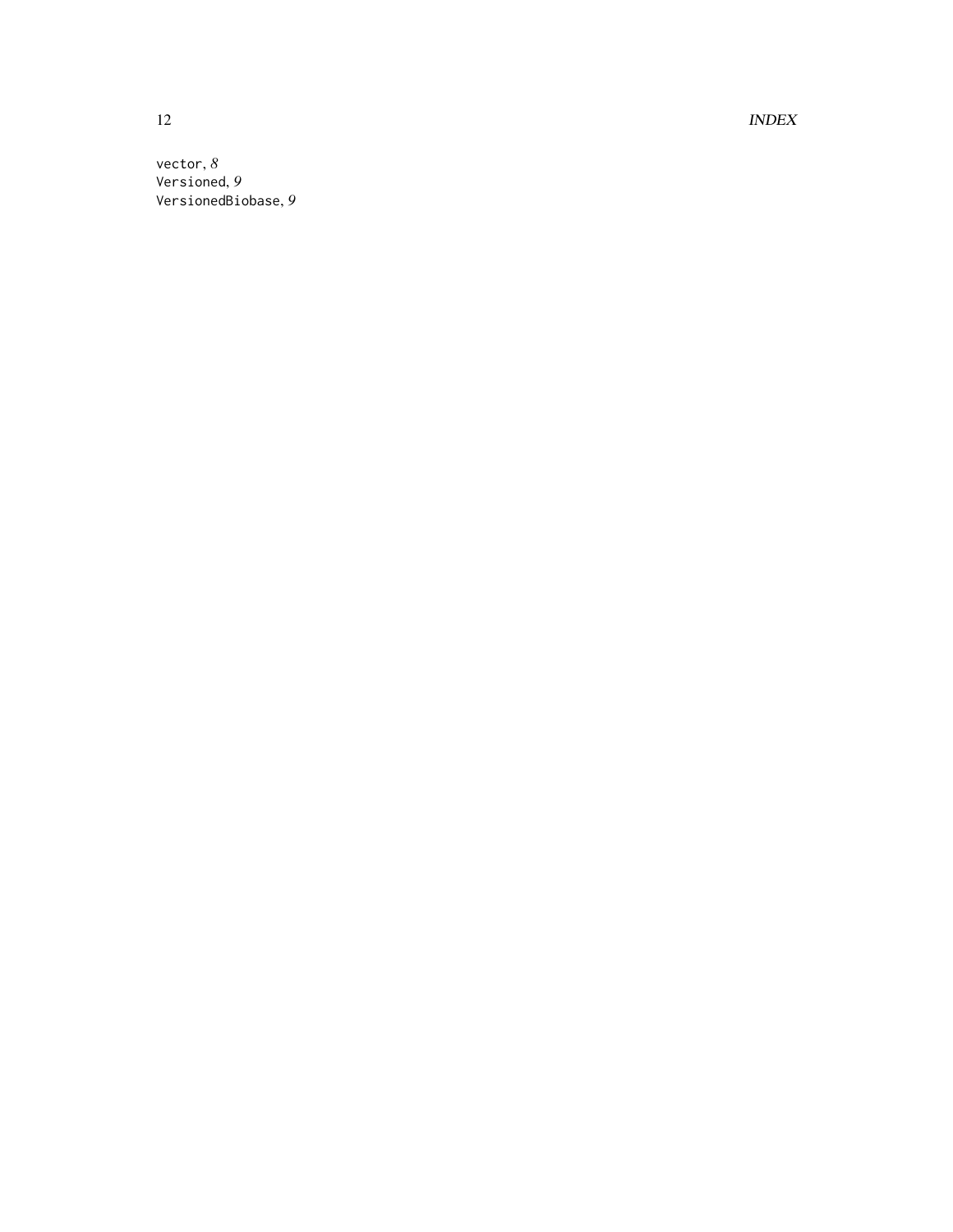vector, *8*
Versioned, *9*
VersionedBiobase, *9*